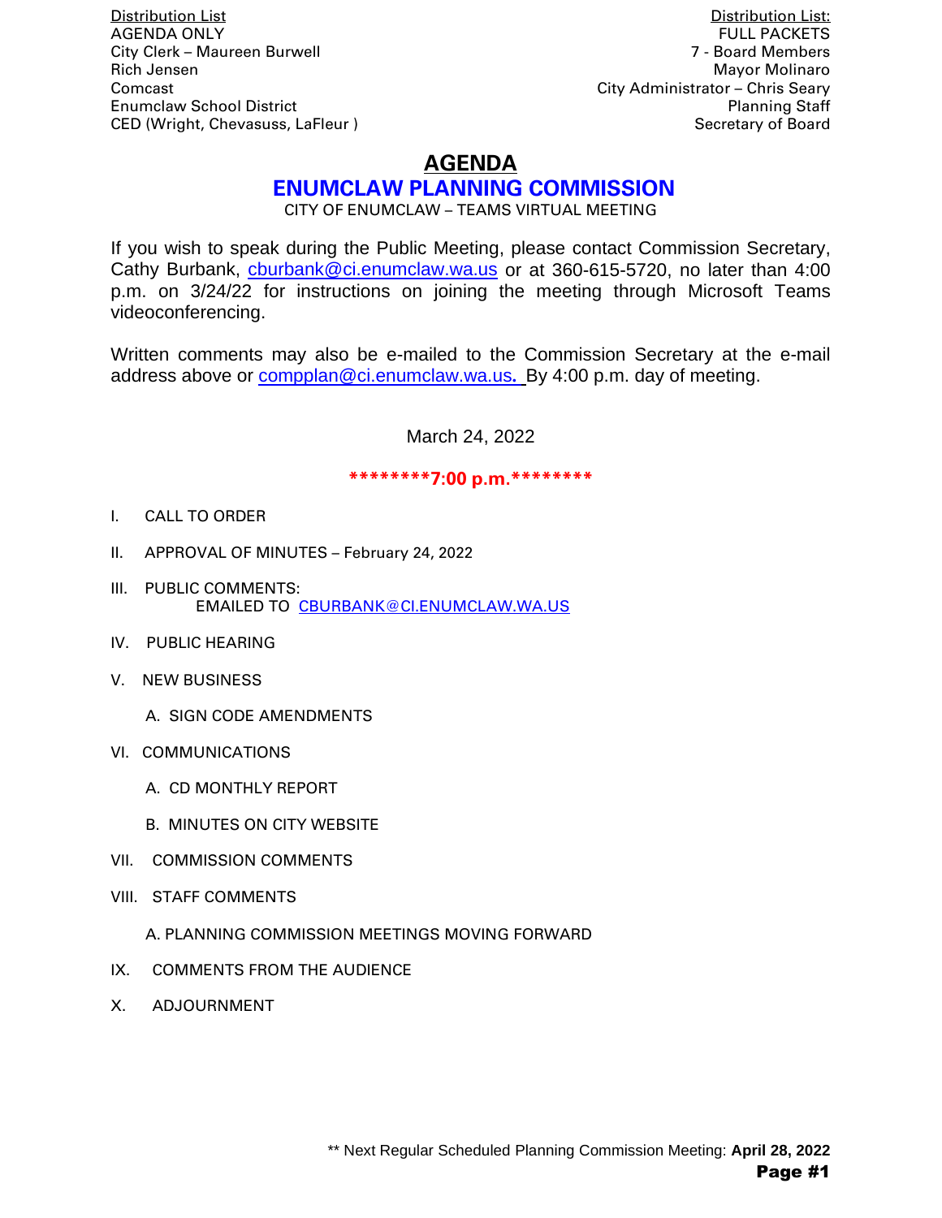Distribution List
AGENDA ONLY
City Clerk – Maureen Burwell
Rich Jensen
Comcast
Enumclaw School District
CED (Wright, Chevasuss, LaFleur )

Distribution List:
FULL PACKETS
7 - Board Members
Mayor Molinaro
City Administrator – Chris Seary
Planning Staff
Secretary of Board

# AGENDA

## ENUMCLAW PLANNING COMMISSION

CITY OF ENUMCLAW – TEAMS VIRTUAL MEETING

If you wish to speak during the Public Meeting, please contact Commission Secretary, Cathy Burbank, cburbank@ci.enumclaw.wa.us or at 360-615-5720, no later than 4:00 p.m. on 3/24/22 for instructions on joining the meeting through Microsoft Teams videoconferencing.

Written comments may also be e-mailed to the Commission Secretary at the e-mail address above or compplan@ci.enumclaw.wa.us. By 4:00 p.m. day of meeting.

March 24, 2022

**********7:00 p.m.**********

I. CALL TO ORDER

II. APPROVAL OF MINUTES – February 24, 2022

III. PUBLIC COMMENTS:
EMAILED TO CBURBANK@CI.ENUMCLAW.WA.US

IV. PUBLIC HEARING

V. NEW BUSINESS

A. SIGN CODE AMENDMENTS

VI. COMMUNICATIONS

A. CD MONTHLY REPORT

B. MINUTES ON CITY WEBSITE

VII. COMMISSION COMMENTS

VIII. STAFF COMMENTS

A. PLANNING COMMISSION MEETINGS MOVING FORWARD

IX. COMMENTS FROM THE AUDIENCE

X. ADJOURNMENT

** Next Regular Scheduled Planning Commission Meeting: **April 28, 2022**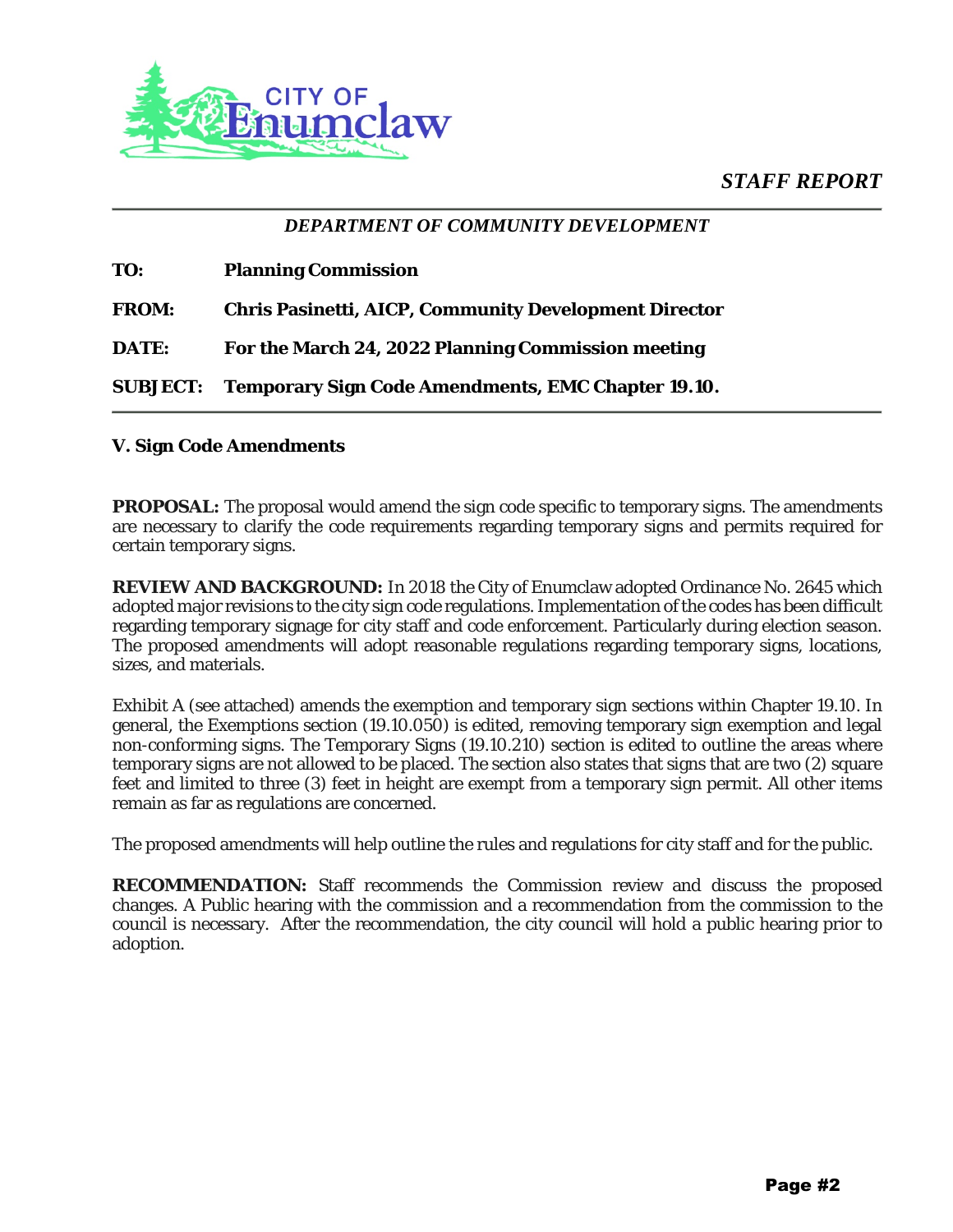CITY OF Enumclaw

*STAFF REPORT*

---

***DEPARTMENT OF COMMUNITY DEVELOPMENT***

**TO:** **Planning Commission**

**FROM:** **Chris Pasinetti, AICP, Community Development Director**

**DATE:** **For the March 24, 2022 Planning Commission meeting**

**SUBJECT:** **Temporary Sign Code Amendments, EMC Chapter 19.10.**

---

**V. Sign Code Amendments**

**PROPOSAL:** The proposal would amend the sign code specific to temporary signs. The amendments are necessary to clarify the code requirements regarding temporary signs and permits required for certain temporary signs.

**REVIEW AND BACKGROUND:** In 2018 the City of Enumclaw adopted Ordinance No. 2645 which adopted major revisions to the city sign code regulations. Implementation of the codes has been difficult regarding temporary signage for city staff and code enforcement. Particularly during election season. The proposed amendments will adopt reasonable regulations regarding temporary signs, locations, sizes, and materials.

Exhibit A (see attached) amends the exemption and temporary sign sections within Chapter 19.10. In general, the Exemptions section (19.10.050) is edited, removing temporary sign exemption and legal non-conforming signs. The Temporary Signs (19.10.210) section is edited to outline the areas where temporary signs are not allowed to be placed. The section also states that signs that are two (2) square feet and limited to three (3) feet in height are exempt from a temporary sign permit. All other items remain as far as regulations are concerned.

The proposed amendments will help outline the rules and regulations for city staff and for the public.

**RECOMMENDATION:** Staff recommends the Commission review and discuss the proposed changes. A Public hearing with the commission and a recommendation from the commission to the council is necessary. After the recommendation, the city council will hold a public hearing prior to adoption.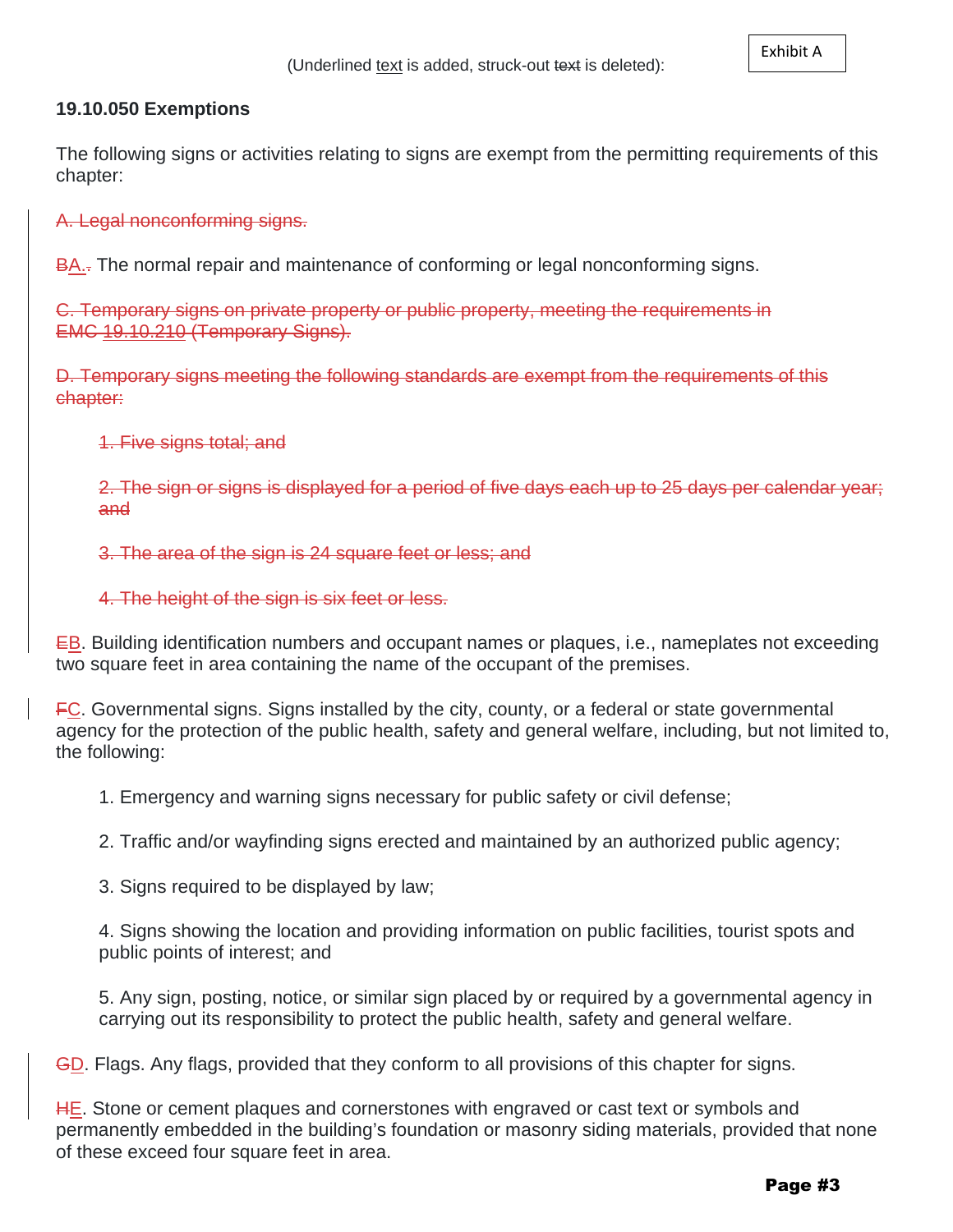Exhibit A

(Underlined <u>text</u> is added, struck-out ~~text~~ is deleted):

### 19.10.050 Exemptions

The following signs or activities relating to signs are exempt from the permitting requirements of this chapter:

~~A. Legal nonconforming signs.~~

~~B~~<u>A.</u>~~.~~ The normal repair and maintenance of conforming or legal nonconforming signs.

~~C. Temporary signs on private property or public property, meeting the requirements in EMC 19.10.210 (Temporary Signs).~~

~~D. Temporary signs meeting the following standards are exempt from the requirements of this chapter:~~

~~1. Five signs total; and~~

~~2. The sign or signs is displayed for a period of five days each up to 25 days per calendar year; and~~

~~3. The area of the sign is 24 square feet or less; and~~

~~4. The height of the sign is six feet or less.~~

~~E~~<u>B</u>. Building identification numbers and occupant names or plaques, i.e., nameplates not exceeding two square feet in area containing the name of the occupant of the premises.

~~F~~<u>C</u>. Governmental signs. Signs installed by the city, county, or a federal or state governmental agency for the protection of the public health, safety and general welfare, including, but not limited to, the following:

1. Emergency and warning signs necessary for public safety or civil defense;

2. Traffic and/or wayfinding signs erected and maintained by an authorized public agency;

3. Signs required to be displayed by law;

4. Signs showing the location and providing information on public facilities, tourist spots and public points of interest; and

5. Any sign, posting, notice, or similar sign placed by or required by a governmental agency in carrying out its responsibility to protect the public health, safety and general welfare.

~~G~~<u>D</u>. Flags. Any flags, provided that they conform to all provisions of this chapter for signs.

~~H~~<u>E</u>. Stone or cement plaques and cornerstones with engraved or cast text or symbols and permanently embedded in the building's foundation or masonry siding materials, provided that none of these exceed four square feet in area.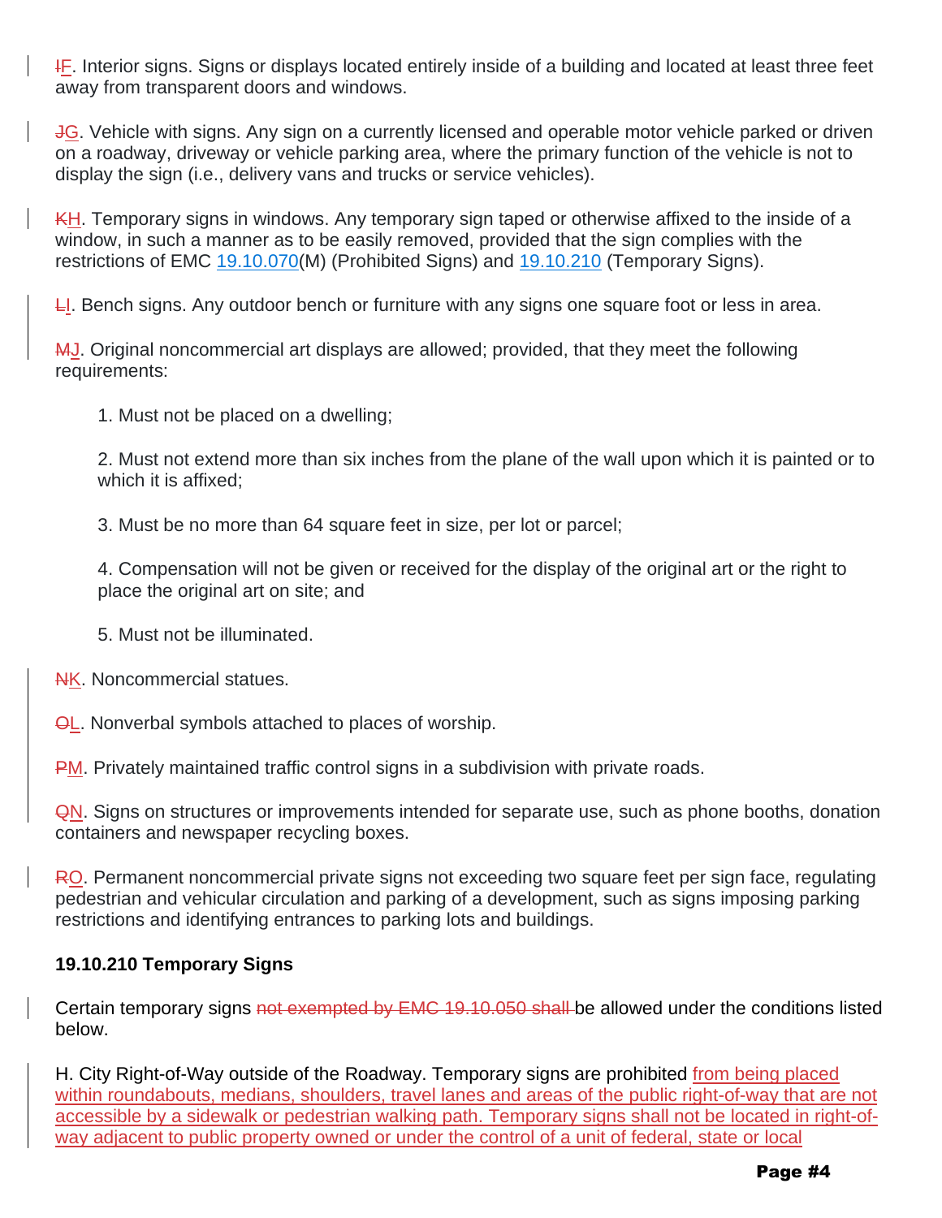~~I~~F. Interior signs. Signs or displays located entirely inside of a building and located at least three feet away from transparent doors and windows.

~~J~~G. Vehicle with signs. Any sign on a currently licensed and operable motor vehicle parked or driven on a roadway, driveway or vehicle parking area, where the primary function of the vehicle is not to display the sign (i.e., delivery vans and trucks or service vehicles).

~~K~~H. Temporary signs in windows. Any temporary sign taped or otherwise affixed to the inside of a window, in such a manner as to be easily removed, provided that the sign complies with the restrictions of EMC 19.10.070(M) (Prohibited Signs) and 19.10.210 (Temporary Signs).

~~L~~I. Bench signs. Any outdoor bench or furniture with any signs one square foot or less in area.

~~M~~J. Original noncommercial art displays are allowed; provided, that they meet the following requirements:

1. Must not be placed on a dwelling;

2. Must not extend more than six inches from the plane of the wall upon which it is painted or to which it is affixed;

3. Must be no more than 64 square feet in size, per lot or parcel;

4. Compensation will not be given or received for the display of the original art or the right to place the original art on site; and

5. Must not be illuminated.

~~N~~K. Noncommercial statues.

~~O~~L. Nonverbal symbols attached to places of worship.

~~P~~M. Privately maintained traffic control signs in a subdivision with private roads.

~~Q~~N. Signs on structures or improvements intended for separate use, such as phone booths, donation containers and newspaper recycling boxes.

~~R~~O. Permanent noncommercial private signs not exceeding two square feet per sign face, regulating pedestrian and vehicular circulation and parking of a development, such as signs imposing parking restrictions and identifying entrances to parking lots and buildings.

**19.10.210 Temporary Signs**

Certain temporary signs ~~not exempted by EMC 19.10.050 shall~~ be allowed under the conditions listed below.

H. City Right-of-Way outside of the Roadway. Temporary signs are prohibited from being placed within roundabouts, medians, shoulders, travel lanes and areas of the public right-of-way that are not accessible by a sidewalk or pedestrian walking path. Temporary signs shall not be located in right-of-way adjacent to public property owned or under the control of a unit of federal, state or local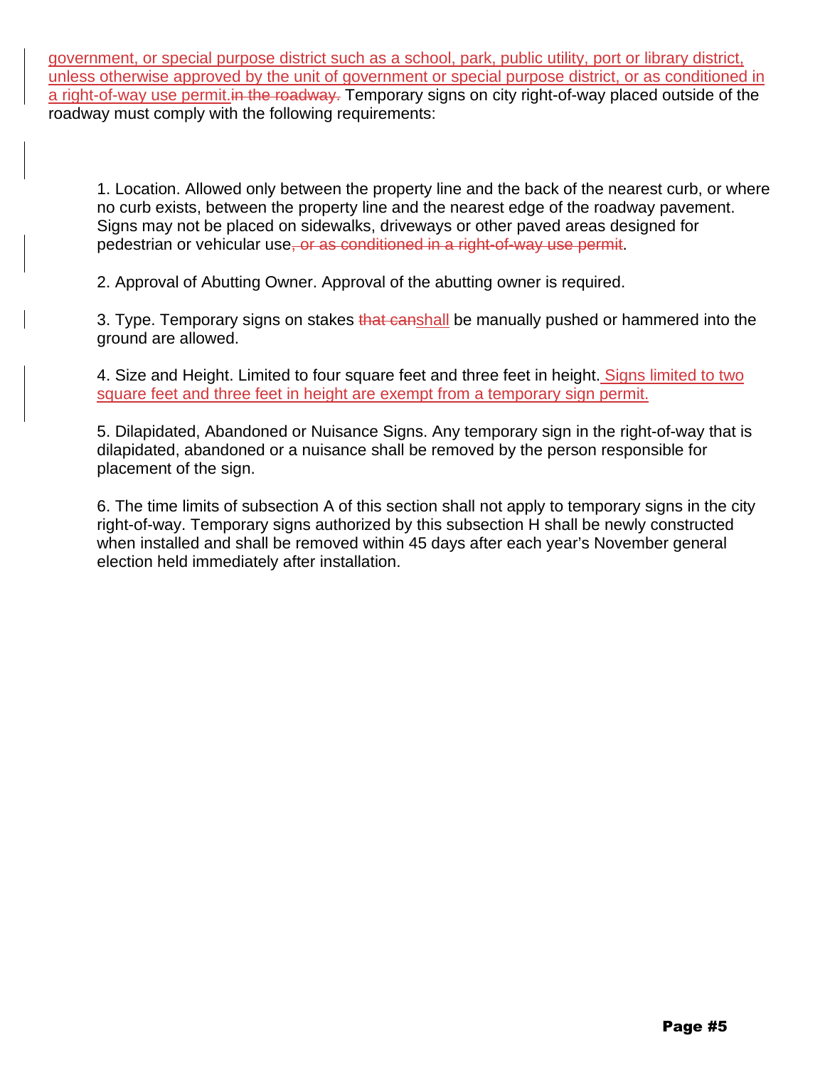government, or special purpose district such as a school, park, public utility, port or library district, unless otherwise approved by the unit of government or special purpose district, or as conditioned in a right-of-way use permit.~~in the roadway.~~ Temporary signs on city right-of-way placed outside of the roadway must comply with the following requirements:

1. Location. Allowed only between the property line and the back of the nearest curb, or where no curb exists, between the property line and the nearest edge of the roadway pavement. Signs may not be placed on sidewalks, driveways or other paved areas designed for pedestrian or vehicular use~~, or as conditioned in a right-of-way use permit~~.

2. Approval of Abutting Owner. Approval of the abutting owner is required.

3. Type. Temporary signs on stakes ~~that can~~shall be manually pushed or hammered into the ground are allowed.

4. Size and Height. Limited to four square feet and three feet in height. Signs limited to two square feet and three feet in height are exempt from a temporary sign permit.

5. Dilapidated, Abandoned or Nuisance Signs. Any temporary sign in the right-of-way that is dilapidated, abandoned or a nuisance shall be removed by the person responsible for placement of the sign.

6. The time limits of subsection A of this section shall not apply to temporary signs in the city right-of-way. Temporary signs authorized by this subsection H shall be newly constructed when installed and shall be removed within 45 days after each year's November general election held immediately after installation.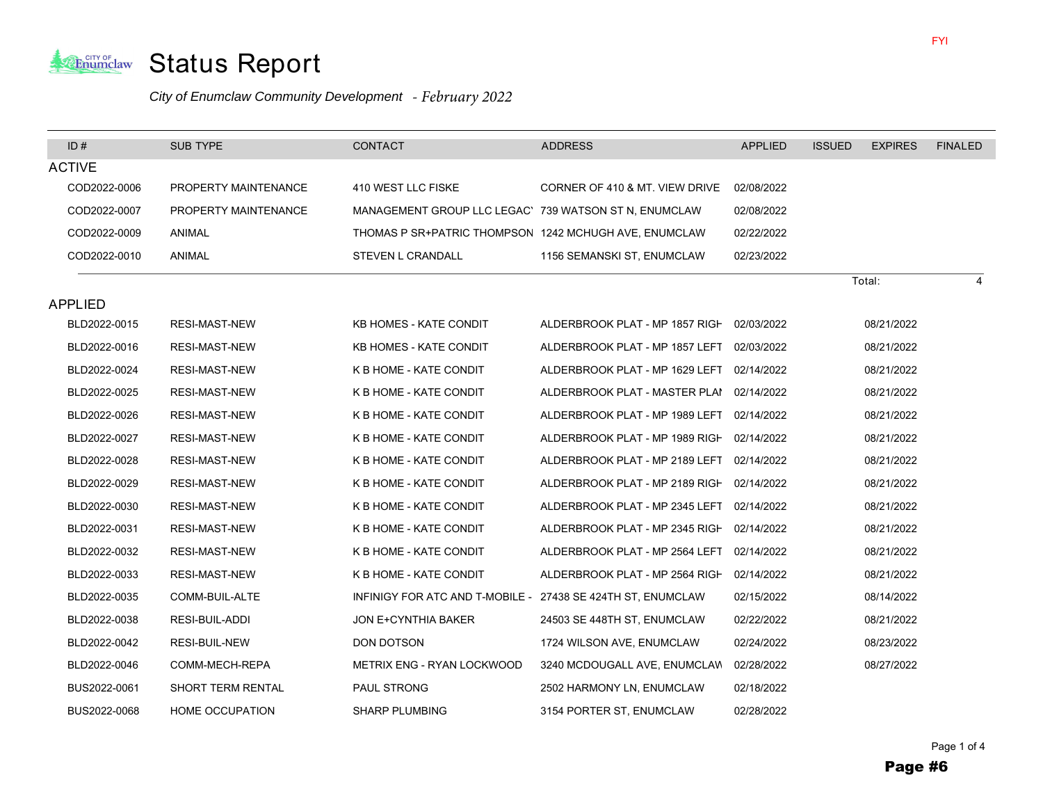FYI

# Status Report

*City of Enumclaw Community Development - February 2022*

| ID # | SUB TYPE | CONTACT | ADDRESS | APPLIED | ISSUED | EXPIRES | FINALED |
|---|---|---|---|---|---|---|---|
| **ACTIVE** | | | | | | | |
| COD2022-0006 | PROPERTY MAINTENANCE | 410 WEST LLC FISKE | CORNER OF 410 & MT. VIEW DRIVE | 02/08/2022 | | | |
| COD2022-0007 | PROPERTY MAINTENANCE | MANAGEMENT GROUP LLC LEGAC | 739 WATSON ST N, ENUMCLAW | 02/08/2022 | | | |
| COD2022-0009 | ANIMAL | THOMAS P SR+PATRIC THOMPSON | 1242 MCHUGH AVE, ENUMCLAW | 02/22/2022 | | | |
| COD2022-0010 | ANIMAL | STEVEN L CRANDALL | 1156 SEMANSKI ST, ENUMCLAW | 02/23/2022 | | | |
| | | | | | | Total: | 4 |
| **APPLIED** | | | | | | | |
| BLD2022-0015 | RESI-MAST-NEW | KB HOMES - KATE CONDIT | ALDERBROOK PLAT - MP 1857 RIGH | 02/03/2022 | | 08/21/2022 | |
| BLD2022-0016 | RESI-MAST-NEW | KB HOMES - KATE CONDIT | ALDERBROOK PLAT - MP 1857 LEFT | 02/03/2022 | | 08/21/2022 | |
| BLD2022-0024 | RESI-MAST-NEW | K B HOME - KATE CONDIT | ALDERBROOK PLAT - MP 1629 LEFT | 02/14/2022 | | 08/21/2022 | |
| BLD2022-0025 | RESI-MAST-NEW | K B HOME - KATE CONDIT | ALDERBROOK PLAT - MASTER PLAI | 02/14/2022 | | 08/21/2022 | |
| BLD2022-0026 | RESI-MAST-NEW | K B HOME - KATE CONDIT | ALDERBROOK PLAT - MP 1989 LEFT | 02/14/2022 | | 08/21/2022 | |
| BLD2022-0027 | RESI-MAST-NEW | K B HOME - KATE CONDIT | ALDERBROOK PLAT - MP 1989 RIGH | 02/14/2022 | | 08/21/2022 | |
| BLD2022-0028 | RESI-MAST-NEW | K B HOME - KATE CONDIT | ALDERBROOK PLAT - MP 2189 LEFT | 02/14/2022 | | 08/21/2022 | |
| BLD2022-0029 | RESI-MAST-NEW | K B HOME - KATE CONDIT | ALDERBROOK PLAT - MP 2189 RIGH | 02/14/2022 | | 08/21/2022 | |
| BLD2022-0030 | RESI-MAST-NEW | K B HOME - KATE CONDIT | ALDERBROOK PLAT - MP 2345 LEFT | 02/14/2022 | | 08/21/2022 | |
| BLD2022-0031 | RESI-MAST-NEW | K B HOME - KATE CONDIT | ALDERBROOK PLAT - MP 2345 RIGH | 02/14/2022 | | 08/21/2022 | |
| BLD2022-0032 | RESI-MAST-NEW | K B HOME - KATE CONDIT | ALDERBROOK PLAT - MP 2564 LEFT | 02/14/2022 | | 08/21/2022 | |
| BLD2022-0033 | RESI-MAST-NEW | K B HOME - KATE CONDIT | ALDERBROOK PLAT - MP 2564 RIGH | 02/14/2022 | | 08/21/2022 | |
| BLD2022-0035 | COMM-BUIL-ALTE | INFINIGY FOR ATC AND T-MOBILE - | 27438 SE 424TH ST, ENUMCLAW | 02/15/2022 | | 08/14/2022 | |
| BLD2022-0038 | RESI-BUIL-ADDI | JON E+CYNTHIA BAKER | 24503 SE 448TH ST, ENUMCLAW | 02/22/2022 | | 08/21/2022 | |
| BLD2022-0042 | RESI-BUIL-NEW | DON DOTSON | 1724 WILSON AVE, ENUMCLAW | 02/24/2022 | | 08/23/2022 | |
| BLD2022-0046 | COMM-MECH-REPA | METRIX ENG - RYAN LOCKWOOD | 3240 MCDOUGALL AVE, ENUMCLAW | 02/28/2022 | | 08/27/2022 | |
| BUS2022-0061 | SHORT TERM RENTAL | PAUL STRONG | 2502 HARMONY LN, ENUMCLAW | 02/18/2022 | | | |
| BUS2022-0068 | HOME OCCUPATION | SHARP PLUMBING | 3154 PORTER ST, ENUMCLAW | 02/28/2022 | | | |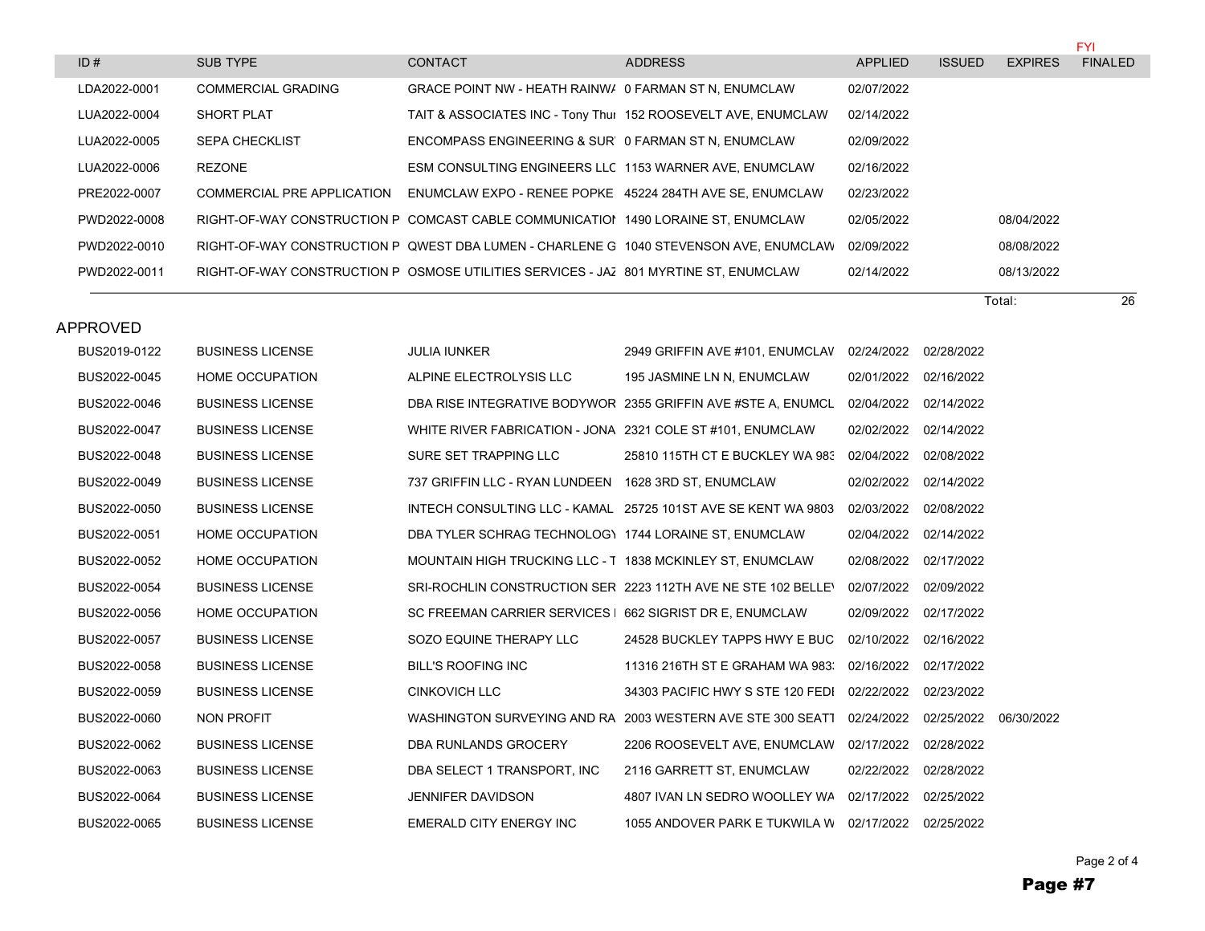| ID # | SUB TYPE | CONTACT | ADDRESS | APPLIED | ISSUED | EXPIRES | FYI FINALED |
|---|---|---|---|---|---|---|---|
| LDA2022-0001 | COMMERCIAL GRADING | GRACE POINT NW - HEATH RAINWA | 0 FARMAN ST N, ENUMCLAW | 02/07/2022 | | | |
| LUA2022-0004 | SHORT PLAT | TAIT & ASSOCIATES INC - Tony Thur | 152 ROOSEVELT AVE, ENUMCLAW | 02/14/2022 | | | |
| LUA2022-0005 | SEPA CHECKLIST | ENCOMPASS ENGINEERING & SUR | 0 FARMAN ST N, ENUMCLAW | 02/09/2022 | | | |
| LUA2022-0006 | REZONE | ESM CONSULTING ENGINEERS LLC | 1153 WARNER AVE, ENUMCLAW | 02/16/2022 | | | |
| PRE2022-0007 | COMMERCIAL PRE APPLICATION | ENUMCLAW EXPO - RENEE POPKE | 45224 284TH AVE SE, ENUMCLAW | 02/23/2022 | | | |
| PWD2022-0008 | RIGHT-OF-WAY CONSTRUCTION P | COMCAST CABLE COMMUNICATION | 1490 LORAINE ST, ENUMCLAW | 02/05/2022 | | 08/04/2022 | |
| PWD2022-0010 | RIGHT-OF-WAY CONSTRUCTION P | QWEST DBA LUMEN - CHARLENE G | 1040 STEVENSON AVE, ENUMCLAW | 02/09/2022 | | 08/08/2022 | |
| PWD2022-0011 | RIGHT-OF-WAY CONSTRUCTION P | OSMOSE UTILITIES SERVICES - JAZ | 801 MYRTINE ST, ENUMCLAW | 02/14/2022 | | 08/13/2022 | |

Total: 26

## APPROVED

| ID # | SUB TYPE | CONTACT | ADDRESS | APPLIED | ISSUED | EXPIRES | FINALED |
|---|---|---|---|---|---|---|---|
| BUS2019-0122 | BUSINESS LICENSE | JULIA IUNKER | 2949 GRIFFIN AVE #101, ENUMCLAV | 02/24/2022 | 02/28/2022 | | |
| BUS2022-0045 | HOME OCCUPATION | ALPINE ELECTROLYSIS LLC | 195 JASMINE LN N, ENUMCLAW | 02/01/2022 | 02/16/2022 | | |
| BUS2022-0046 | BUSINESS LICENSE | DBA RISE INTEGRATIVE BODYWOR | 2355 GRIFFIN AVE #STE A, ENUMCL | 02/04/2022 | 02/14/2022 | | |
| BUS2022-0047 | BUSINESS LICENSE | WHITE RIVER FABRICATION - JONA | 2321 COLE ST #101, ENUMCLAW | 02/02/2022 | 02/14/2022 | | |
| BUS2022-0048 | BUSINESS LICENSE | SURE SET TRAPPING LLC | 25810 115TH CT E BUCKLEY WA 983 | 02/04/2022 | 02/08/2022 | | |
| BUS2022-0049 | BUSINESS LICENSE | 737 GRIFFIN LLC - RYAN LUNDEEN | 1628 3RD ST, ENUMCLAW | 02/02/2022 | 02/14/2022 | | |
| BUS2022-0050 | BUSINESS LICENSE | INTECH CONSULTING LLC - KAMAL | 25725 101ST AVE SE KENT WA 9803 | 02/03/2022 | 02/08/2022 | | |
| BUS2022-0051 | HOME OCCUPATION | DBA TYLER SCHRAG TECHNOLOGY | 1744 LORAINE ST, ENUMCLAW | 02/04/2022 | 02/14/2022 | | |
| BUS2022-0052 | HOME OCCUPATION | MOUNTAIN HIGH TRUCKING LLC - T | 1838 MCKINLEY ST, ENUMCLAW | 02/08/2022 | 02/17/2022 | | |
| BUS2022-0054 | BUSINESS LICENSE | SRI-ROCHLIN CONSTRUCTION SER | 2223 112TH AVE NE STE 102 BELLE | 02/07/2022 | 02/09/2022 | | |
| BUS2022-0056 | HOME OCCUPATION | SC FREEMAN CARRIER SERVICES | | 662 SIGRIST DR E, ENUMCLAW | 02/09/2022 | 02/17/2022 | | |
| BUS2022-0057 | BUSINESS LICENSE | SOZO EQUINE THERAPY LLC | 24528 BUCKLEY TAPPS HWY E BUC | 02/10/2022 | 02/16/2022 | | |
| BUS2022-0058 | BUSINESS LICENSE | BILL'S ROOFING INC | 11316 216TH ST E GRAHAM WA 983 | 02/16/2022 | 02/17/2022 | | |
| BUS2022-0059 | BUSINESS LICENSE | CINKOVICH LLC | 34303 PACIFIC HWY S STE 120 FEDI | 02/22/2022 | 02/23/2022 | | |
| BUS2022-0060 | NON PROFIT | WASHINGTON SURVEYING AND RA | 2003 WESTERN AVE STE 300 SEATT | 02/24/2022 | 02/25/2022 | 06/30/2022 | |
| BUS2022-0062 | BUSINESS LICENSE | DBA RUNLANDS GROCERY | 2206 ROOSEVELT AVE, ENUMCLAW | 02/17/2022 | 02/28/2022 | | |
| BUS2022-0063 | BUSINESS LICENSE | DBA SELECT 1 TRANSPORT, INC | 2116 GARRETT ST, ENUMCLAW | 02/22/2022 | 02/28/2022 | | |
| BUS2022-0064 | BUSINESS LICENSE | JENNIFER DAVIDSON | 4807 IVAN LN SEDRO WOOLLEY WA | 02/17/2022 | 02/25/2022 | | |
| BUS2022-0065 | BUSINESS LICENSE | EMERALD CITY ENERGY INC | 1055 ANDOVER PARK E TUKWILA W | 02/17/2022 | 02/25/2022 | | |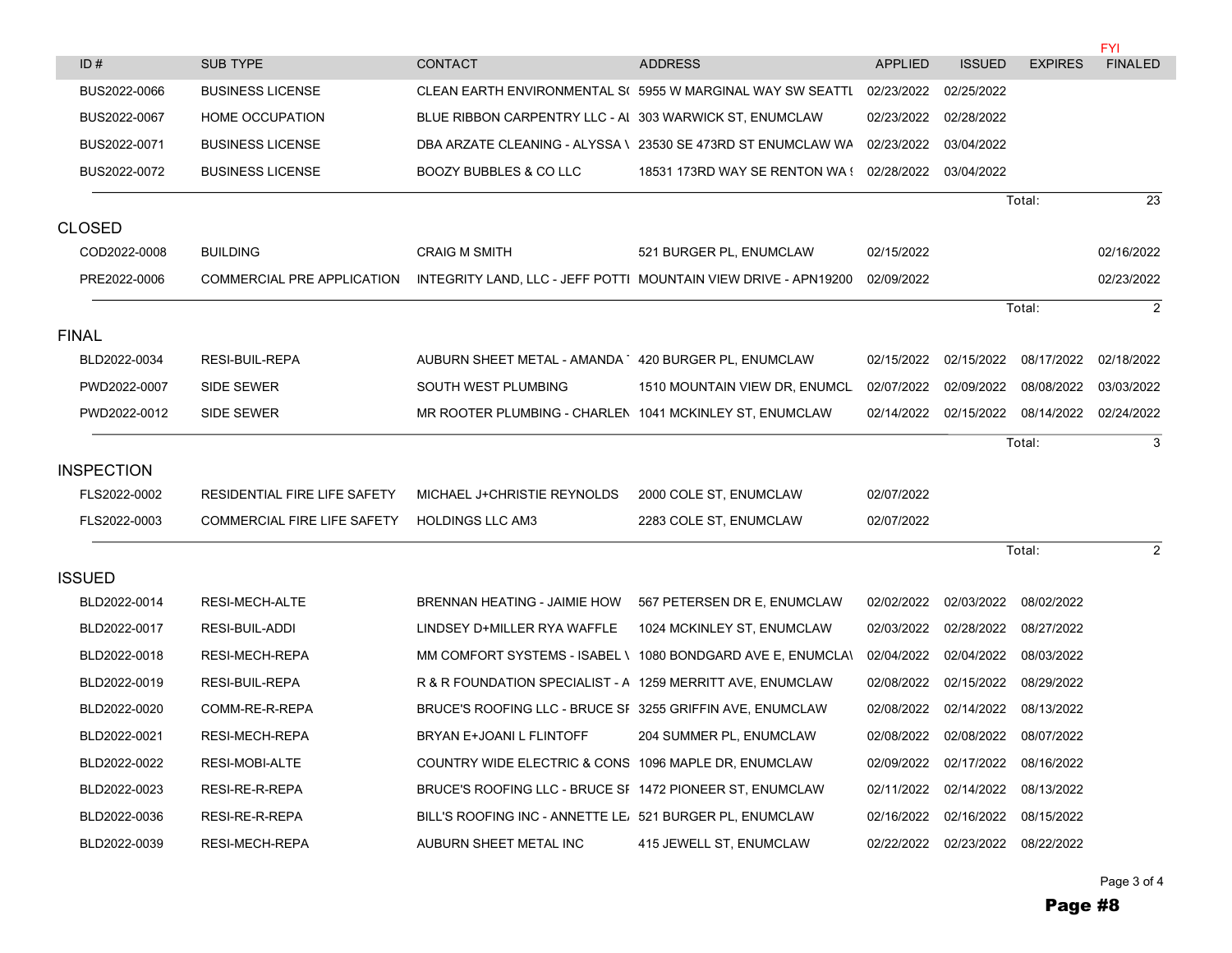| ID # | SUB TYPE | CONTACT | ADDRESS | APPLIED | ISSUED | EXPIRES | FYI FINALED |
|---|---|---|---|---|---|---|---|
| BUS2022-0066 | BUSINESS LICENSE | CLEAN EARTH ENVIRONMENTAL S( | 5955 W MARGINAL WAY SW SEATTL | 02/23/2022 | 02/25/2022 | | |
| BUS2022-0067 | HOME OCCUPATION | BLUE RIBBON CARPENTRY LLC - AI | 303 WARWICK ST, ENUMCLAW | 02/23/2022 | 02/28/2022 | | |
| BUS2022-0071 | BUSINESS LICENSE | DBA ARZATE CLEANING - ALYSSA \ | 23530 SE 473RD ST ENUMCLAW WA | 02/23/2022 | 03/04/2022 | | |
| BUS2022-0072 | BUSINESS LICENSE | BOOZY BUBBLES & CO LLC | 18531 173RD WAY SE RENTON WA ! | 02/28/2022 | 03/04/2022 | | |
| | | | | | | Total: | 23 |

## CLOSED

| ID # | SUB TYPE | CONTACT | ADDRESS | APPLIED | ISSUED | EXPIRES | FINALED |
|---|---|---|---|---|---|---|---|
| COD2022-0008 | BUILDING | CRAIG M SMITH | 521 BURGER PL, ENUMCLAW | 02/15/2022 | | | 02/16/2022 |
| PRE2022-0006 | COMMERCIAL PRE APPLICATION | INTEGRITY LAND, LLC - JEFF POTTI | MOUNTAIN VIEW DRIVE - APN19200 | 02/09/2022 | | | 02/23/2022 |
| | | | | | | Total: | 2 |

## FINAL

| ID # | SUB TYPE | CONTACT | ADDRESS | APPLIED | ISSUED | EXPIRES | FINALED |
|---|---|---|---|---|---|---|---|
| BLD2022-0034 | RESI-BUIL-REPA | AUBURN SHEET METAL - AMANDA | 420 BURGER PL, ENUMCLAW | 02/15/2022 | 02/15/2022 | 08/17/2022 | 02/18/2022 |
| PWD2022-0007 | SIDE SEWER | SOUTH WEST PLUMBING | 1510 MOUNTAIN VIEW DR, ENUMCL | 02/07/2022 | 02/09/2022 | 08/08/2022 | 03/03/2022 |
| PWD2022-0012 | SIDE SEWER | MR ROOTER PLUMBING - CHARLEN | 1041 MCKINLEY ST, ENUMCLAW | 02/14/2022 | 02/15/2022 | 08/14/2022 | 02/24/2022 |
| | | | | | | Total: | 3 |

## INSPECTION

| ID # | SUB TYPE | CONTACT | ADDRESS | APPLIED | ISSUED | EXPIRES | FINALED |
|---|---|---|---|---|---|---|---|
| FLS2022-0002 | RESIDENTIAL FIRE LIFE SAFETY | MICHAEL J+CHRISTIE REYNOLDS | 2000 COLE ST, ENUMCLAW | 02/07/2022 | | | |
| FLS2022-0003 | COMMERCIAL FIRE LIFE SAFETY | HOLDINGS LLC AM3 | 2283 COLE ST, ENUMCLAW | 02/07/2022 | | | |
| | | | | | | Total: | 2 |

## ISSUED

| ID # | SUB TYPE | CONTACT | ADDRESS | APPLIED | ISSUED | EXPIRES | FINALED |
|---|---|---|---|---|---|---|---|
| BLD2022-0014 | RESI-MECH-ALTE | BRENNAN HEATING - JAIMIE HOW | 567 PETERSEN DR E, ENUMCLAW | 02/02/2022 | 02/03/2022 | 08/02/2022 | |
| BLD2022-0017 | RESI-BUIL-ADDI | LINDSEY D+MILLER RYA WAFFLE | 1024 MCKINLEY ST, ENUMCLAW | 02/03/2022 | 02/28/2022 | 08/27/2022 | |
| BLD2022-0018 | RESI-MECH-REPA | MM COMFORT SYSTEMS - ISABEL \ | 1080 BONDGARD AVE E, ENUMCLA\ | 02/04/2022 | 02/04/2022 | 08/03/2022 | |
| BLD2022-0019 | RESI-BUIL-REPA | R & R FOUNDATION SPECIALIST - A | 1259 MERRITT AVE, ENUMCLAW | 02/08/2022 | 02/15/2022 | 08/29/2022 | |
| BLD2022-0020 | COMM-RE-R-REPA | BRUCE'S ROOFING LLC - BRUCE SI | 3255 GRIFFIN AVE, ENUMCLAW | 02/08/2022 | 02/14/2022 | 08/13/2022 | |
| BLD2022-0021 | RESI-MECH-REPA | BRYAN E+JOANI L FLINTOFF | 204 SUMMER PL, ENUMCLAW | 02/08/2022 | 02/08/2022 | 08/07/2022 | |
| BLD2022-0022 | RESI-MOBI-ALTE | COUNTRY WIDE ELECTRIC & CONS | 1096 MAPLE DR, ENUMCLAW | 02/09/2022 | 02/17/2022 | 08/16/2022 | |
| BLD2022-0023 | RESI-RE-R-REPA | BRUCE'S ROOFING LLC - BRUCE SI | 1472 PIONEER ST, ENUMCLAW | 02/11/2022 | 02/14/2022 | 08/13/2022 | |
| BLD2022-0036 | RESI-RE-R-REPA | BILL'S ROOFING INC - ANNETTE LE | 521 BURGER PL, ENUMCLAW | 02/16/2022 | 02/16/2022 | 08/15/2022 | |
| BLD2022-0039 | RESI-MECH-REPA | AUBURN SHEET METAL INC | 415 JEWELL ST, ENUMCLAW | 02/22/2022 | 02/23/2022 | 08/22/2022 | |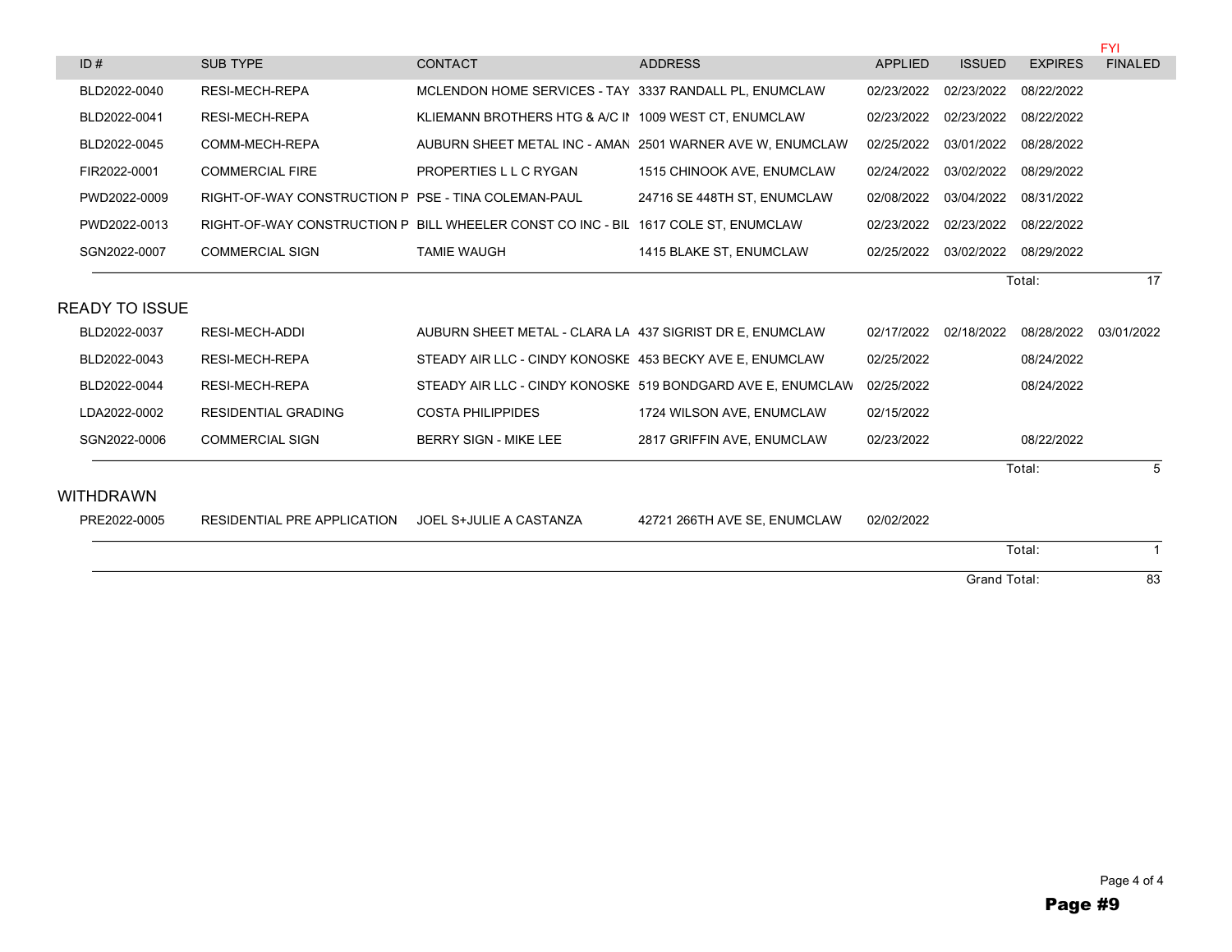| ID # | SUB TYPE | CONTACT | ADDRESS | APPLIED | ISSUED | EXPIRES | FYI FINALED |
|---|---|---|---|---|---|---|---|
| BLD2022-0040 | RESI-MECH-REPA | MCLENDON HOME SERVICES - TAY | 3337 RANDALL PL, ENUMCLAW | 02/23/2022 | 02/23/2022 | 08/22/2022 | |
| BLD2022-0041 | RESI-MECH-REPA | KLIEMANN BROTHERS HTG & A/C IN | 1009 WEST CT, ENUMCLAW | 02/23/2022 | 02/23/2022 | 08/22/2022 | |
| BLD2022-0045 | COMM-MECH-REPA | AUBURN SHEET METAL INC - AMAN | 2501 WARNER AVE W, ENUMCLAW | 02/25/2022 | 03/01/2022 | 08/28/2022 | |
| FIR2022-0001 | COMMERCIAL FIRE | PROPERTIES L L C RYGAN | 1515 CHINOOK AVE, ENUMCLAW | 02/24/2022 | 03/02/2022 | 08/29/2022 | |
| PWD2022-0009 | RIGHT-OF-WAY CONSTRUCTION P | PSE - TINA COLEMAN-PAUL | 24716 SE 448TH ST, ENUMCLAW | 02/08/2022 | 03/04/2022 | 08/31/2022 | |
| PWD2022-0013 | RIGHT-OF-WAY CONSTRUCTION P | BILL WHEELER CONST CO INC - BIL | 1617 COLE ST, ENUMCLAW | 02/23/2022 | 02/23/2022 | 08/22/2022 | |
| SGN2022-0007 | COMMERCIAL SIGN | TAMIE WAUGH | 1415 BLAKE ST, ENUMCLAW | 02/25/2022 | 03/02/2022 | 08/29/2022 | |
| | | | | | | Total: | 17 |

## READY TO ISSUE

| ID # | SUB TYPE | CONTACT | ADDRESS | APPLIED | ISSUED | EXPIRES | FYI FINALED |
|---|---|---|---|---|---|---|---|
| BLD2022-0037 | RESI-MECH-ADDI | AUBURN SHEET METAL - CLARA LA | 437 SIGRIST DR E, ENUMCLAW | 02/17/2022 | 02/18/2022 | 08/28/2022 | 03/01/2022 |
| BLD2022-0043 | RESI-MECH-REPA | STEADY AIR LLC - CINDY KONOSKE | 453 BECKY AVE E, ENUMCLAW | 02/25/2022 | | 08/24/2022 | |
| BLD2022-0044 | RESI-MECH-REPA | STEADY AIR LLC - CINDY KONOSKE | 519 BONDGARD AVE E, ENUMCLAW | 02/25/2022 | | 08/24/2022 | |
| LDA2022-0002 | RESIDENTIAL GRADING | COSTA PHILIPPIDES | 1724 WILSON AVE, ENUMCLAW | 02/15/2022 | | | |
| SGN2022-0006 | COMMERCIAL SIGN | BERRY SIGN - MIKE LEE | 2817 GRIFFIN AVE, ENUMCLAW | 02/23/2022 | | 08/22/2022 | |
| | | | | | | Total: | 5 |

## WITHDRAWN

| ID # | SUB TYPE | CONTACT | ADDRESS | APPLIED | ISSUED | EXPIRES | FYI FINALED |
|---|---|---|---|---|---|---|---|
| PRE2022-0005 | RESIDENTIAL PRE APPLICATION | JOEL S+JULIE A CASTANZA | 42721 266TH AVE SE, ENUMCLAW | 02/02/2022 | | | |
| | | | | | | Total: | 1 |
| | | | | | | Grand Total: | 83 |